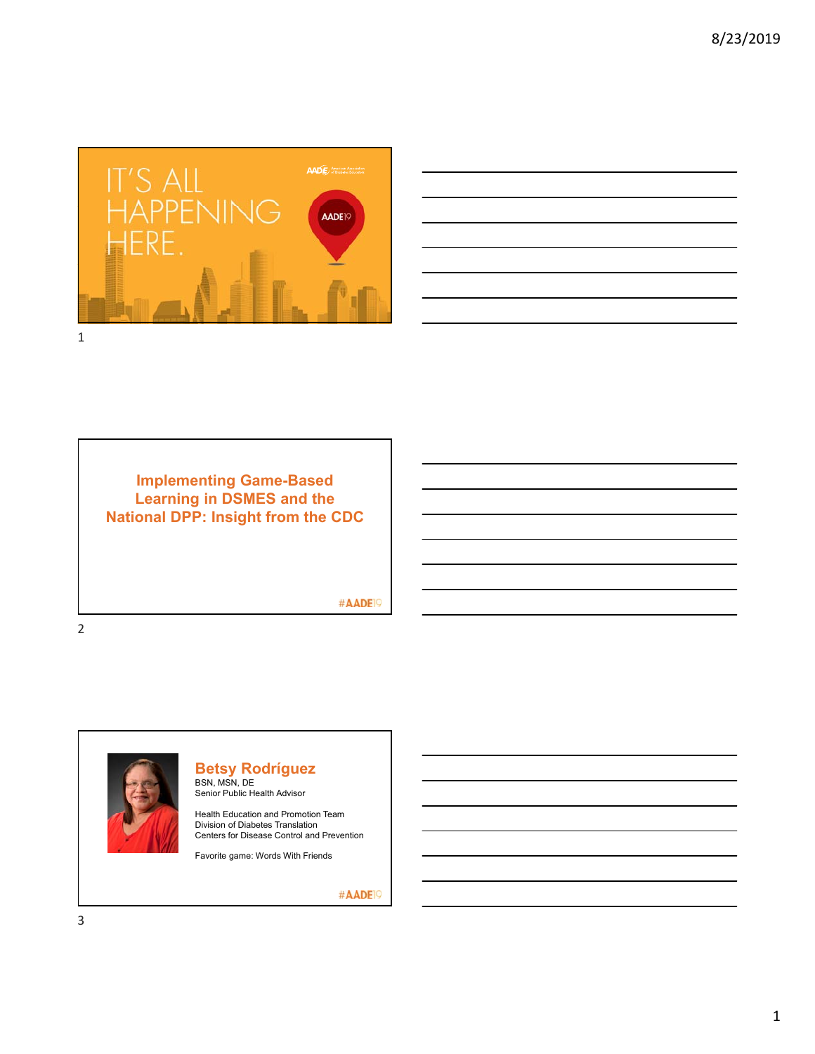IT'S ALL HAPPENING HERE.

AADE19

## Implementing Game-Based Learning in DSMES and the National DPP: Insight from the CDC

#AADE19

### Betsy Rodríguez

BSN, MSN, DE
Senior Public Health Advisor

Health Education and Promotion Team
Division of Diabetes Translation
Centers for Disease Control and Prevention

Favorite game: Words With Friends

#AADE19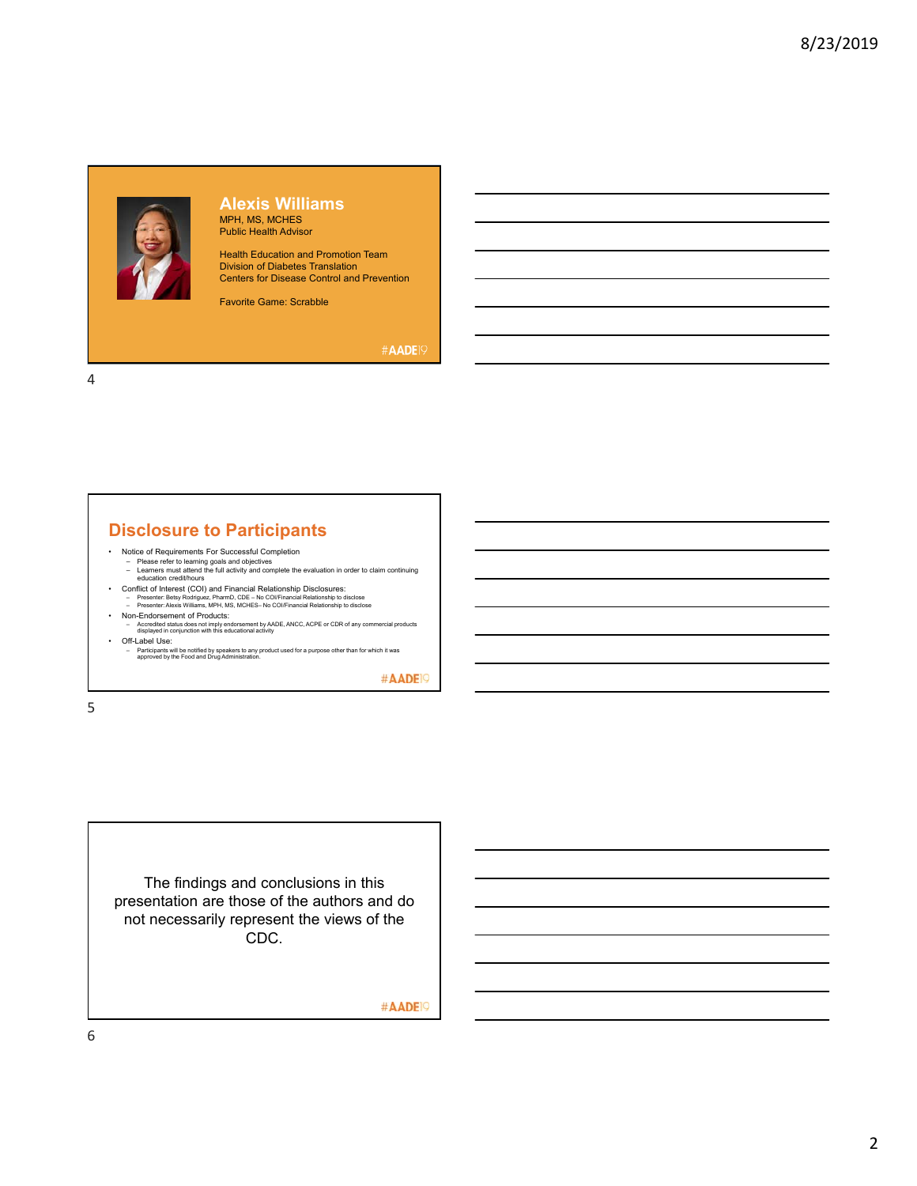## Alexis Williams

MPH, MS, MCHES
Public Health Advisor

Health Education and Promotion Team
Division of Diabetes Translation
Centers for Disease Control and Prevention

Favorite Game: Scrabble

#AADE19

## Disclosure to Participants

- Notice of Requirements For Successful Completion
  - Please refer to learning goals and objectives
  - Learners must attend the full activity and complete the evaluation in order to claim continuing education credit/hours
- Conflict of Interest (COI) and Financial Relationship Disclosures:
  - Presenter: Betsy Rodriguez, PharmD, CDE – No COI/Financial Relationship to disclose
  - Presenter: Alexis Williams, MPH, MS, MCHES– No COI/Financial Relationship to disclose
- Non-Endorsement of Products:
  - Accredited status does not imply endorsement by AADE, ANCC, ACPE or CDR of any commercial products displayed in conjunction with this educational activity
- Off-Label Use:
  - Participants will be notified by speakers to any product used for a purpose other than for which it was approved by the Food and Drug Administration.

#AADE19

The findings and conclusions in this presentation are those of the authors and do not necessarily represent the views of the CDC.

#AADE19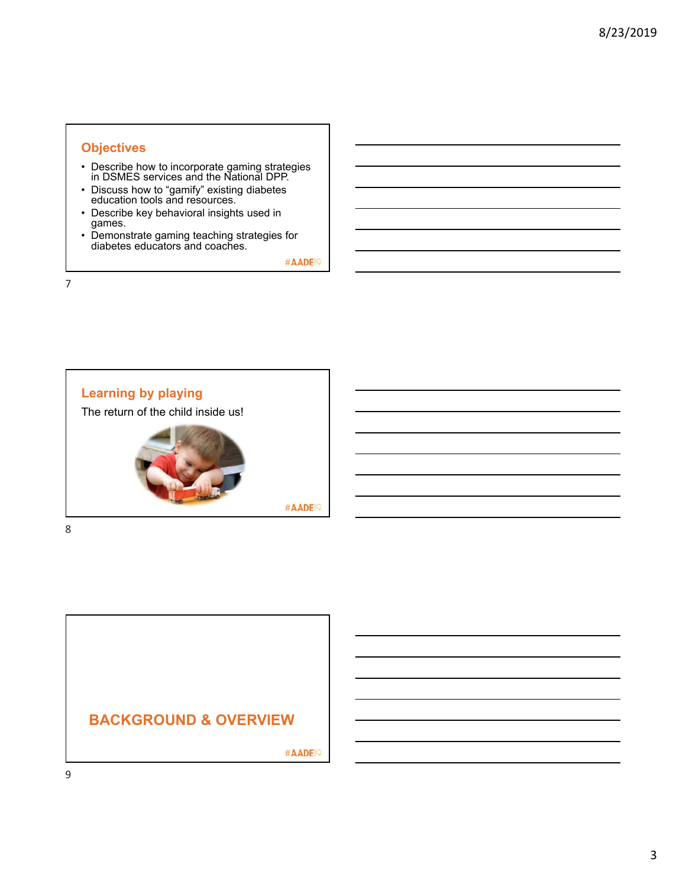## Objectives

- Describe how to incorporate gaming strategies in DSMES services and the National DPP.
- Discuss how to "gamify" existing diabetes education tools and resources.
- Describe key behavioral insights used in games.
- Demonstrate gaming teaching strategies for diabetes educators and coaches.

#AADE19

## Learning by playing

The return of the child inside us!

#AADE19

## BACKGROUND & OVERVIEW

#AADE19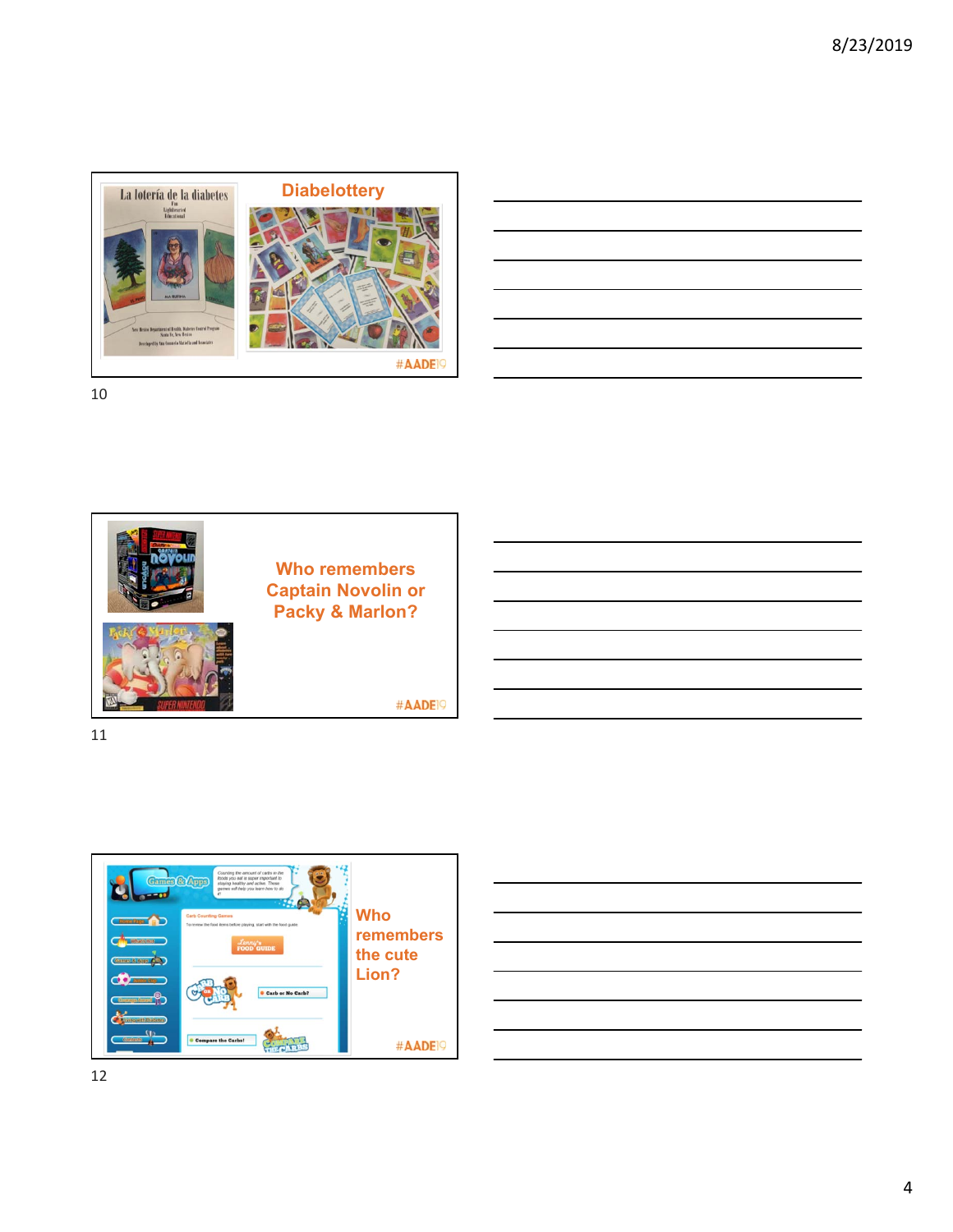## Diabelottery

## Who remembers Captain Novolin or Packy & Marlon?

## Who remembers the cute Lion?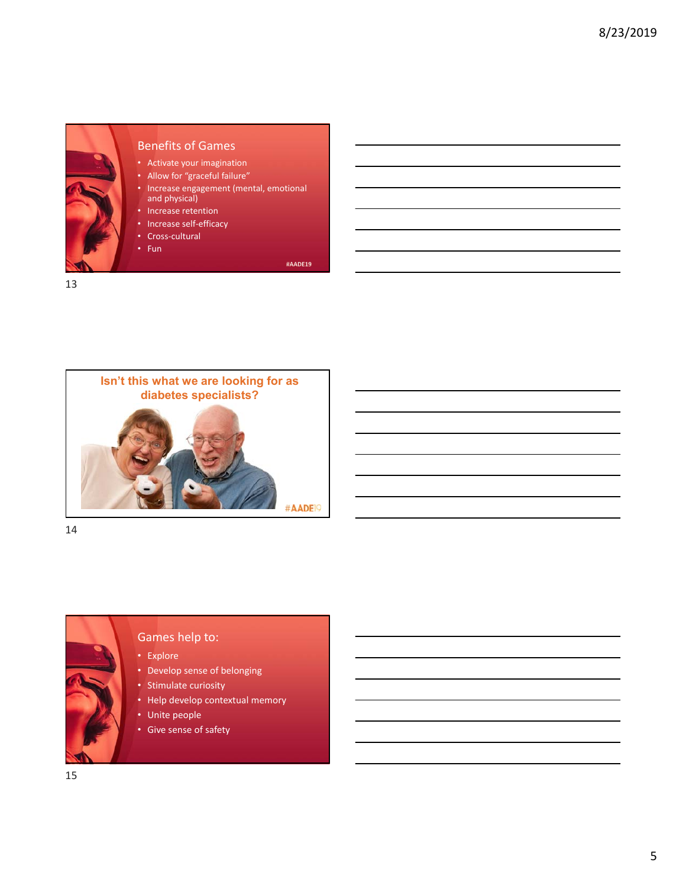## Benefits of Games

- Activate your imagination
- Allow for "graceful failure"
- Increase engagement (mental, emotional and physical)
- Increase retention
- Increase self-efficacy
- Cross-cultural
- Fun

#AADE19

## Isn't this what we are looking for as diabetes specialists?

#AADE19

## Games help to:

- Explore
- Develop sense of belonging
- Stimulate curiosity
- Help develop contextual memory
- Unite people
- Give sense of safety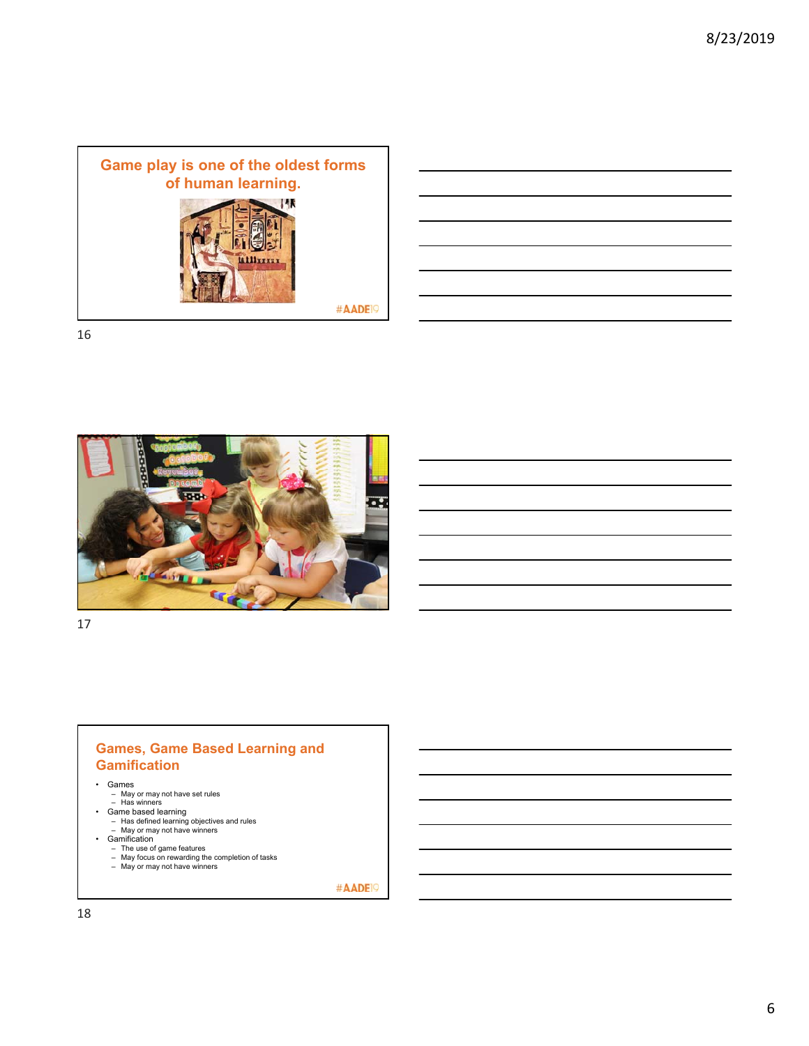## Game play is one of the oldest forms of human learning.

#AADE19

## Games, Game Based Learning and Gamification

- Games
  - May or may not have set rules
  - Has winners
- Game based learning
  - Has defined learning objectives and rules
  - May or may not have winners
- Gamification
  - The use of game features
  - May focus on rewarding the completion of tasks
  - May or may not have winners

#AADE19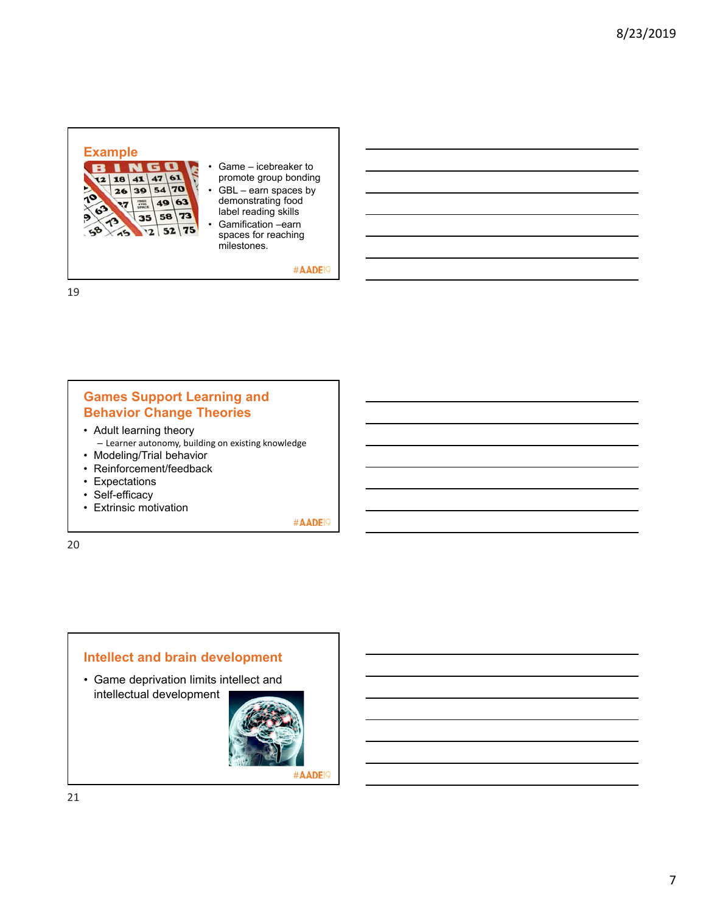## Example

- Game – icebreaker to promote group bonding
- GBL – earn spaces by demonstrating food label reading skills
- Gamification –earn spaces for reaching milestones.

#AADE19

## Games Support Learning and Behavior Change Theories

- Adult learning theory
  - Learner autonomy, building on existing knowledge
- Modeling/Trial behavior
- Reinforcement/feedback
- Expectations
- Self-efficacy
- Extrinsic motivation

#AADE19

## Intellect and brain development

- Game deprivation limits intellect and intellectual development

#AADE19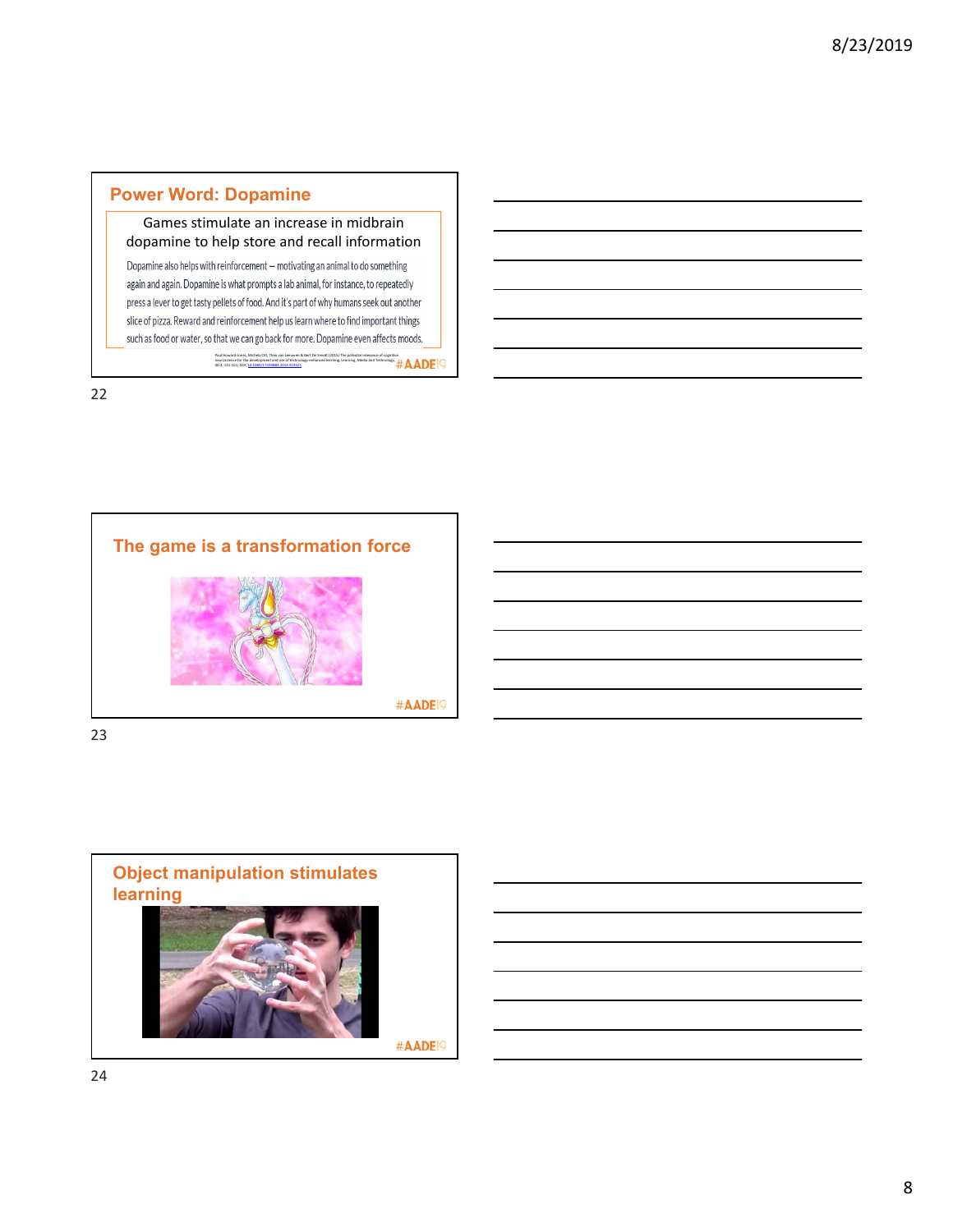## Power Word: Dopamine

Games stimulate an increase in midbrain dopamine to help store and recall information

Dopamine also helps with reinforcement – motivating an animal to do something again and again. Dopamine is what prompts a lab animal, for instance, to repeatedly press a lever to get tasty pellets of food. And it's part of why humans seek out another slice of pizza. Reward and reinforcement help us learn where to find important things such as food or water, so that we can go back for more. Dopamine even affects moods.

Paul Howard-Jones, Michela Ott, Theo van Leeuwen & Bert De Smedt (2015) The potential relevance of cognitive neuroscience for the development and use of technology-enhanced learning, Learning, Media and Technology, 40:2, 131-151, DOI: 10.1080/17439884.2014.919321

#AADE19

## The game is a transformation force

#AADE19

## Object manipulation stimulates learning

#AADE19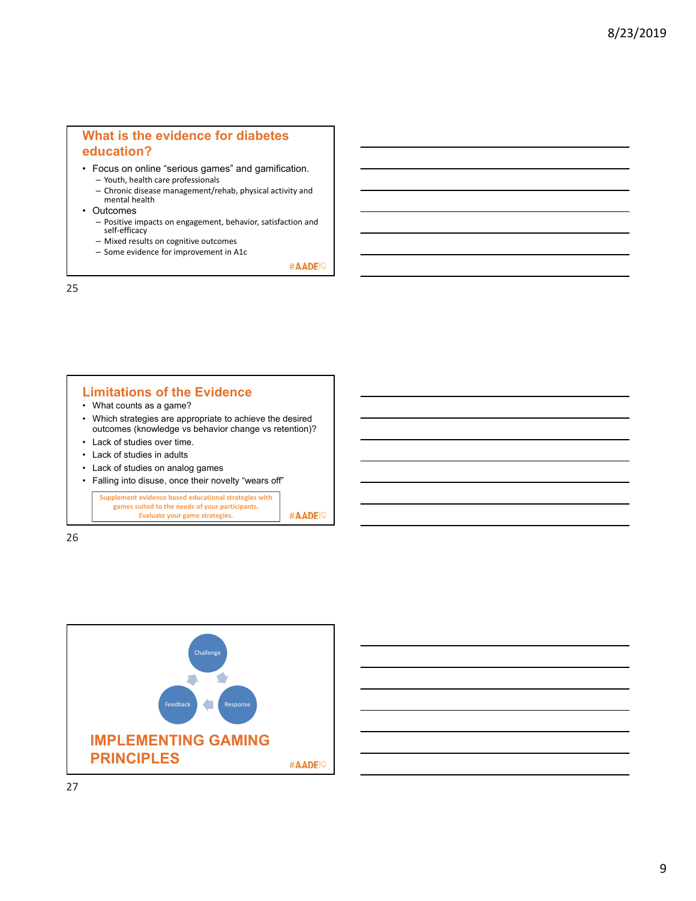## What is the evidence for diabetes education?

- Focus on online “serious games” and gamification.
  - Youth, health care professionals
  - Chronic disease management/rehab, physical activity and mental health
- Outcomes
  - Positive impacts on engagement, behavior, satisfaction and self-efficacy
  - Mixed results on cognitive outcomes
  - Some evidence for improvement in A1c

#AADE19

## Limitations of the Evidence

- What counts as a game?
- Which strategies are appropriate to achieve the desired outcomes (knowledge vs behavior change vs retention)?
- Lack of studies over time.
- Lack of studies in adults
- Lack of studies on analog games
- Falling into disuse, once their novelty “wears off”

**Supplement evidence based educational strategies with games suited to the needs of your participants. Evaluate your game strategies.**

#AADE19

Challenge → Response → Feedback

## IMPLEMENTING GAMING PRINCIPLES

#AADE19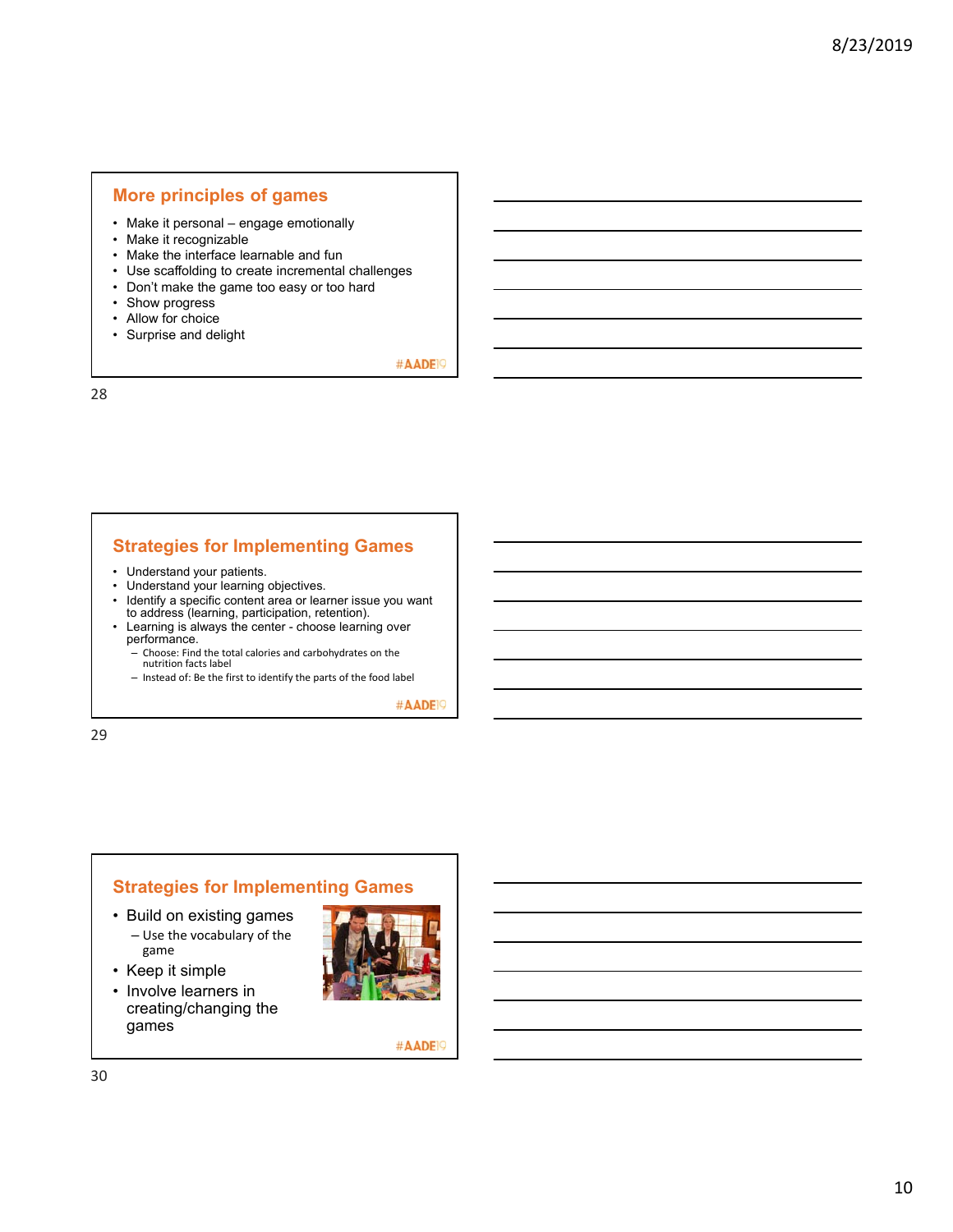## More principles of games

- Make it personal – engage emotionally
- Make it recognizable
- Make the interface learnable and fun
- Use scaffolding to create incremental challenges
- Don't make the game too easy or too hard
- Show progress
- Allow for choice
- Surprise and delight

#AADE19

## Strategies for Implementing Games

- Understand your patients.
- Understand your learning objectives.
- Identify a specific content area or learner issue you want to address (learning, participation, retention).
- Learning is always the center - choose learning over performance.
  - Choose: Find the total calories and carbohydrates on the nutrition facts label
  - Instead of: Be the first to identify the parts of the food label

#AADE19

## Strategies for Implementing Games

- Build on existing games
  - Use the vocabulary of the game
- Keep it simple
- Involve learners in creating/changing the games

#AADE19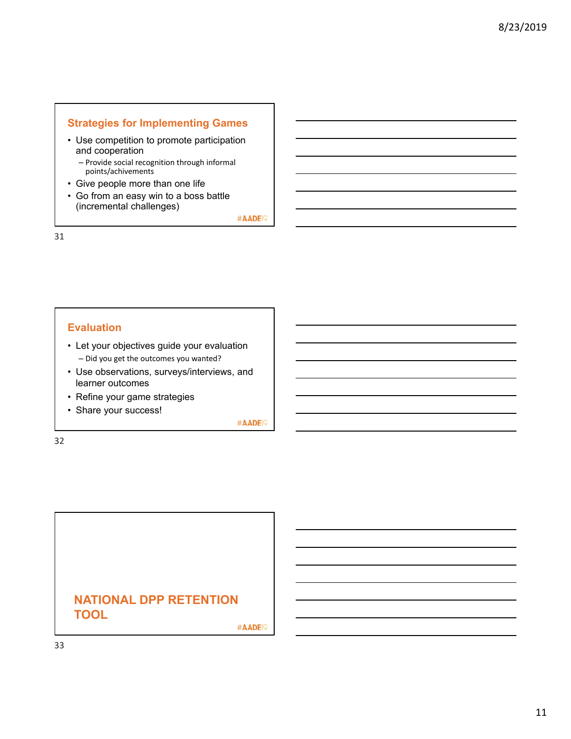## Strategies for Implementing Games

- Use competition to promote participation and cooperation
  - Provide social recognition through informal points/achivements
- Give people more than one life
- Go from an easy win to a boss battle (incremental challenges)

#AADE19

## Evaluation

- Let your objectives guide your evaluation
  - Did you get the outcomes you wanted?
- Use observations, surveys/interviews, and learner outcomes
- Refine your game strategies
- Share your success!

#AADE19

## NATIONAL DPP RETENTION TOOL

#AADE19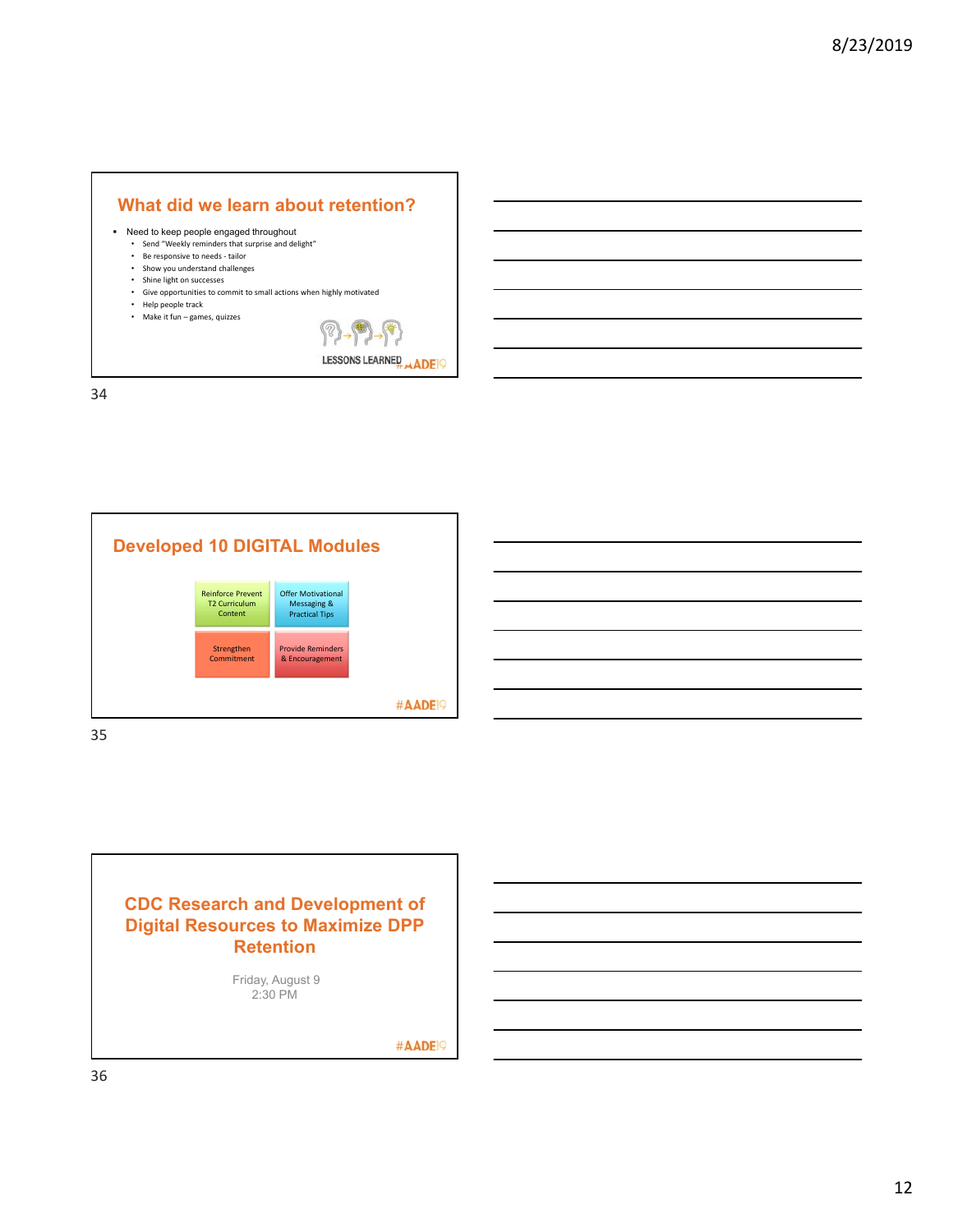## What did we learn about retention?

- Need to keep people engaged throughout
  - Send "Weekly reminders that surprise and delight"
  - Be responsive to needs - tailor
  - Show you understand challenges
  - Shine light on successes
  - Give opportunities to commit to small actions when highly motivated
  - Help people track
  - Make it fun – games, quizzes

LESSONS LEARNED

#AADE19

## Developed 10 DIGITAL Modules

| | |
|---|---|
| Reinforce Prevent T2 Curriculum Content | Offer Motivational Messaging & Practical Tips |
| Strengthen Commitment | Provide Reminders & Encouragement |

#AADE19

## CDC Research and Development of Digital Resources to Maximize DPP Retention

Friday, August 9
2:30 PM

#AADE19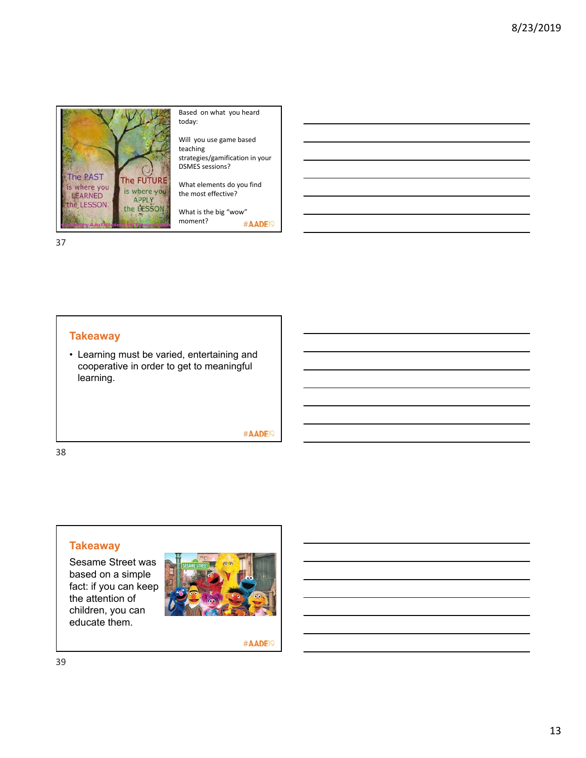The PAST is where you LEARNED the LESSON. The FUTURE is where you APPLY the LESSON.

Based on what you heard today:

Will you use game based teaching strategies/gamification in your DSMES sessions?

What elements do you find the most effective?

What is the big "wow" moment?

#AADE19

## Takeaway

- Learning must be varied, entertaining and cooperative in order to get to meaningful learning.

#AADE19

## Takeaway

Sesame Street was based on a simple fact: if you can keep the attention of children, you can educate them.

#AADE19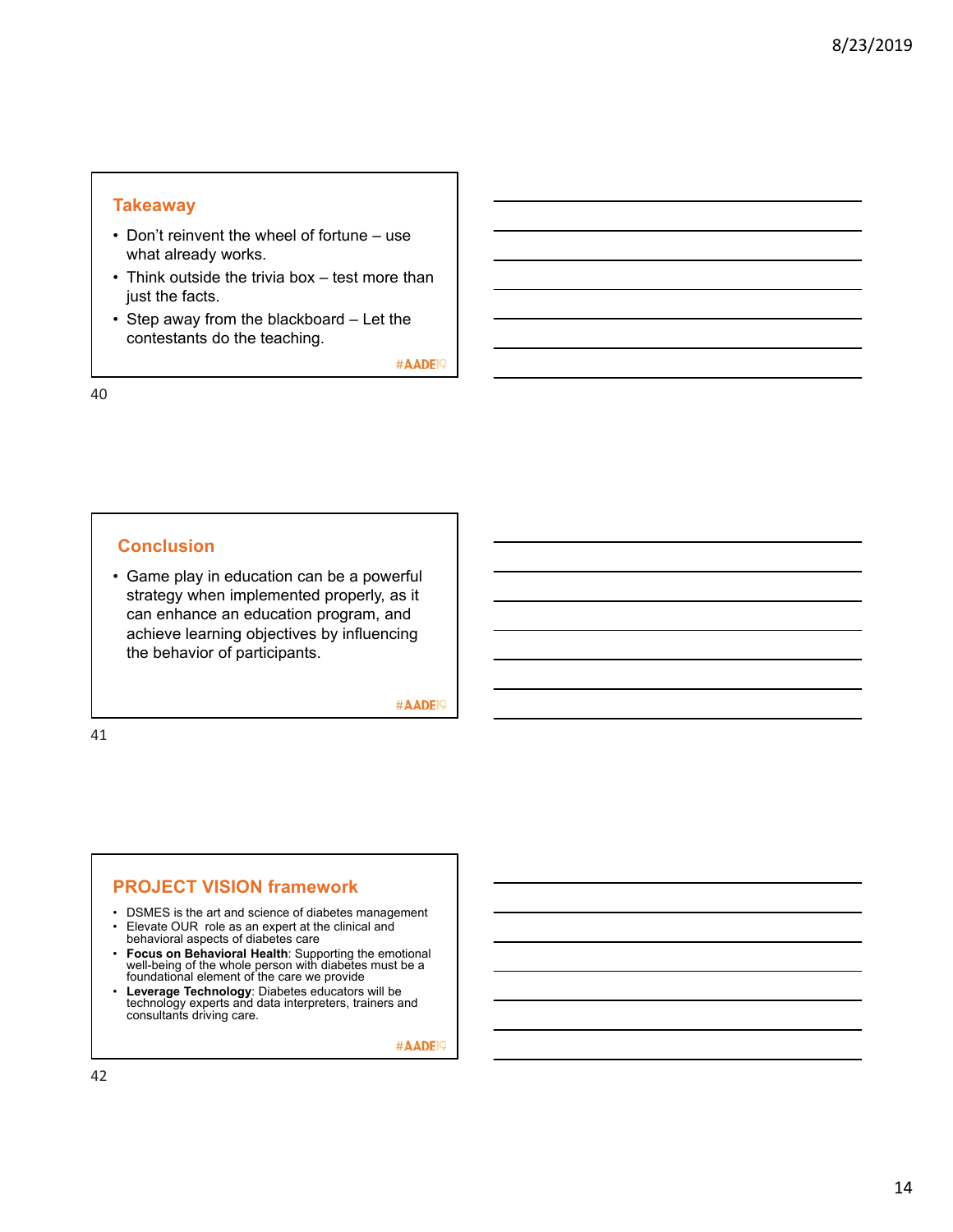## Takeaway

- Don't reinvent the wheel of fortune – use what already works.
- Think outside the trivia box – test more than just the facts.
- Step away from the blackboard – Let the contestants do the teaching.

#AADE19

## Conclusion

- Game play in education can be a powerful strategy when implemented properly, as it can enhance an education program, and achieve learning objectives by influencing the behavior of participants.

#AADE19

## PROJECT VISION framework

- DSMES is the art and science of diabetes management
- Elevate OUR role as an expert at the clinical and behavioral aspects of diabetes care
- **Focus on Behavioral Health**: Supporting the emotional well-being of the whole person with diabetes must be a foundational element of the care we provide
- **Leverage Technology**: Diabetes educators will be technology experts and data interpreters, trainers and consultants driving care.

#AADE19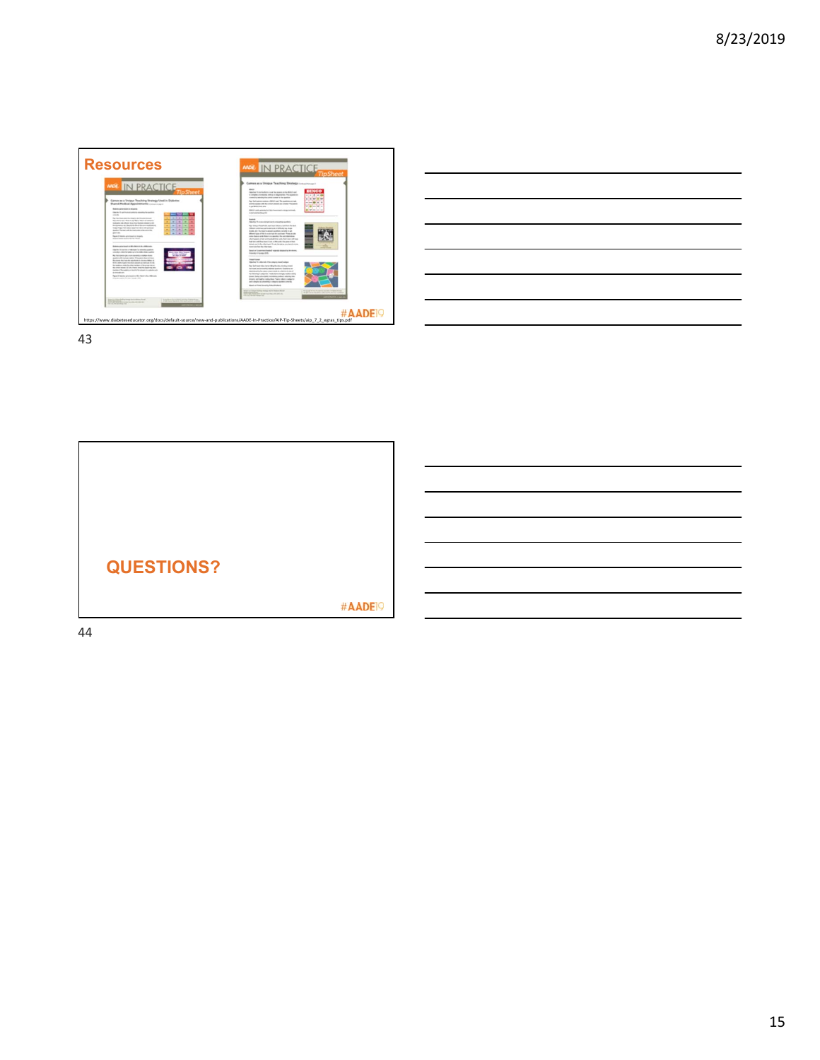## Resources

IN PRACTICE TipSheet

IN PRACTICE TipSheet

https://www.diabeteseducator.org/docs/default-source/new-and-publications/AADE-In-Practice/AIP-Tip-Sheets/aip_7_2_egras_tips.pdf

#AADE19

43

QUESTIONS?

#AADE19

44